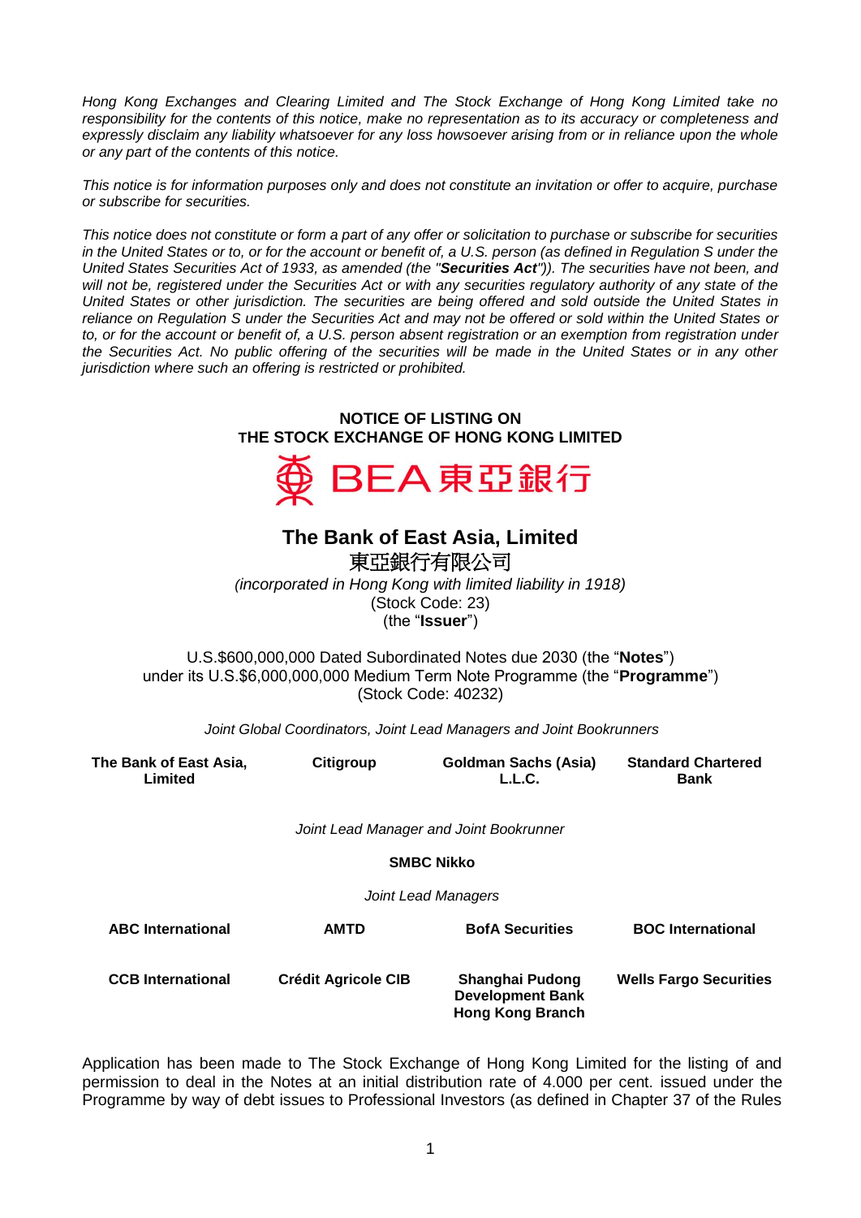*Hong Kong Exchanges and Clearing Limited and The Stock Exchange of Hong Kong Limited take no responsibility for the contents of this notice, make no representation as to its accuracy or completeness and expressly disclaim any liability whatsoever for any loss howsoever arising from or in reliance upon the whole or any part of the contents of this notice.*

*This notice is for information purposes only and does not constitute an invitation or offer to acquire, purchase or subscribe for securities.*

*This notice does not constitute or form a part of any offer or solicitation to purchase or subscribe for securities in the United States or to, or for the account or benefit of, a U.S. person (as defined in Regulation S under the United States Securities Act of 1933, as amended (the "**Securities Act**")). The securities have not been, and will not be, registered under the Securities Act or with any securities regulatory authority of any state of the United States or other jurisdiction. The securities are being offered and sold outside the United States in reliance on Regulation S under the Securities Act and may not be offered or sold within the United States or to, or for the account or benefit of, a U.S. person absent registration or an exemption from registration under the Securities Act. No public offering of the securities will be made in the United States or in any other jurisdiction where such an offering is restricted or prohibited.*

**NOTICE OF LISTING ON THE STOCK EXCHANGE OF HONG KONG LIMITED**

BEA 東亞銀行

# The Bank of East Asia, Limited

東亞銀行有限公司

*(incorporated in Hong Kong with limited liability in 1918)*

(Stock Code: 23)

(the "**Issuer**")

U.S.$600,000,000 Dated Subordinated Notes due 2030 (the "**Notes**")
under its U.S.$6,000,000,000 Medium Term Note Programme (the "**Programme**")
(Stock Code: 40232)

*Joint Global Coordinators, Joint Lead Managers and Joint Bookrunners*

**The Bank of East Asia, Limited** | **Citigroup** | **Goldman Sachs (Asia) L.L.C.** | **Standard Chartered Bank**

*Joint Lead Manager and Joint Bookrunner*

**SMBC Nikko**

*Joint Lead Managers*

**ABC International** | **AMTD** | **BofA Securities** | **BOC International**

**CCB International** | **Crédit Agricole CIB** | **Shanghai Pudong Development Bank Hong Kong Branch** | **Wells Fargo Securities**

Application has been made to The Stock Exchange of Hong Kong Limited for the listing of and permission to deal in the Notes at an initial distribution rate of 4.000 per cent. issued under the Programme by way of debt issues to Professional Investors (as defined in Chapter 37 of the Rules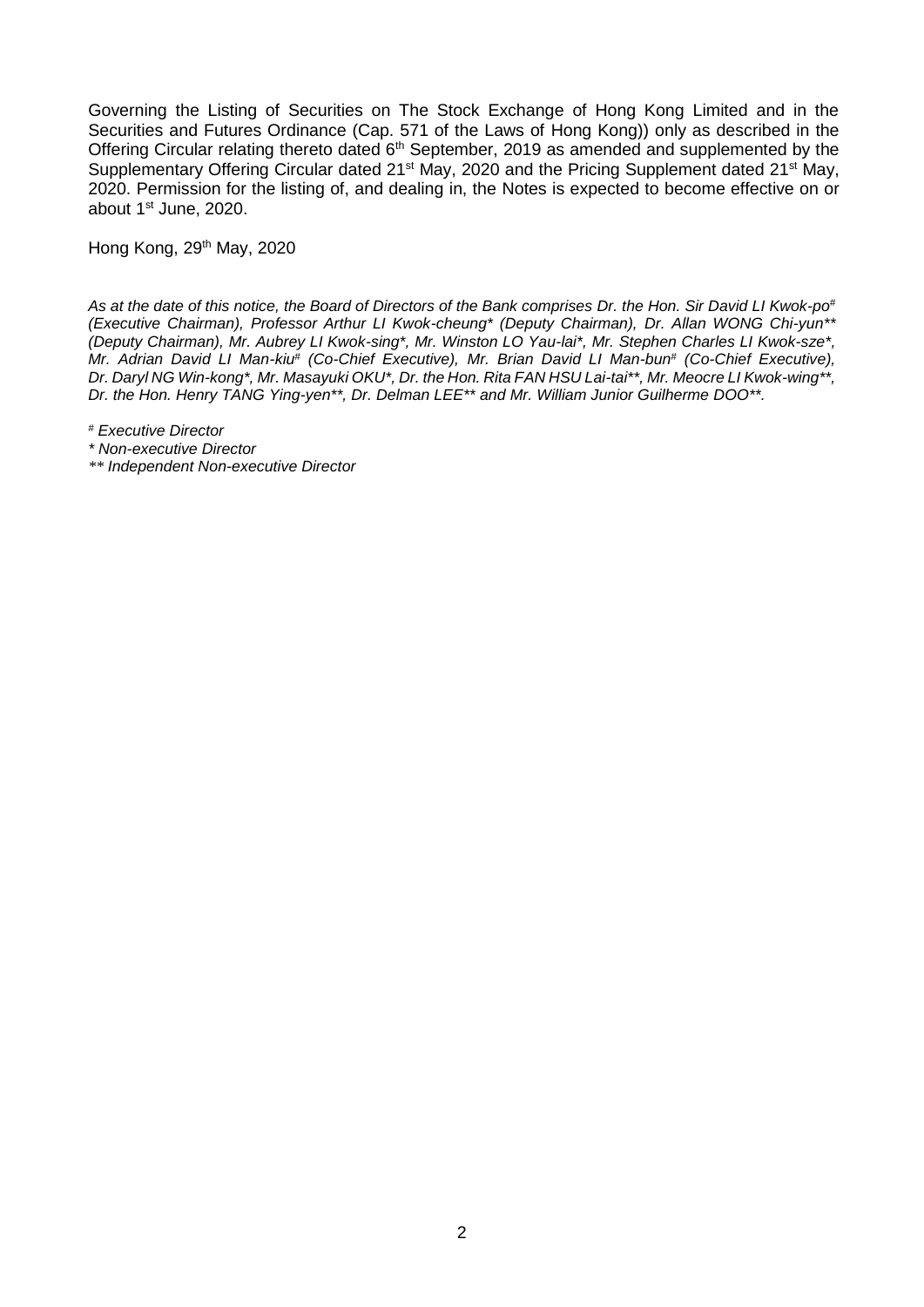Governing the Listing of Securities on The Stock Exchange of Hong Kong Limited and in the Securities and Futures Ordinance (Cap. 571 of the Laws of Hong Kong)) only as described in the Offering Circular relating thereto dated 6th September, 2019 as amended and supplemented by the Supplementary Offering Circular dated 21st May, 2020 and the Pricing Supplement dated 21st May, 2020. Permission for the listing of, and dealing in, the Notes is expected to become effective on or about 1st June, 2020.

Hong Kong, 29th May, 2020

*As at the date of this notice, the Board of Directors of the Bank comprises Dr. the Hon. Sir David LI Kwok-po# (Executive Chairman), Professor Arthur LI Kwok-cheung\* (Deputy Chairman), Dr. Allan WONG Chi-yun\*\* (Deputy Chairman), Mr. Aubrey LI Kwok-sing\*, Mr. Winston LO Yau-lai\*, Mr. Stephen Charles LI Kwok-sze\*, Mr. Adrian David LI Man-kiu# (Co-Chief Executive), Mr. Brian David LI Man-bun# (Co-Chief Executive), Dr. Daryl NG Win-kong\*, Mr. Masayuki OKU\*, Dr. the Hon. Rita FAN HSU Lai-tai\*\*, Mr. Meocre LI Kwok-wing\*\*, Dr. the Hon. Henry TANG Ying-yen\*\*, Dr. Delman LEE\*\* and Mr. William Junior Guilherme DOO\*\*.*

*# Executive Director*
*\* Non-executive Director*
*\*\* Independent Non-executive Director*